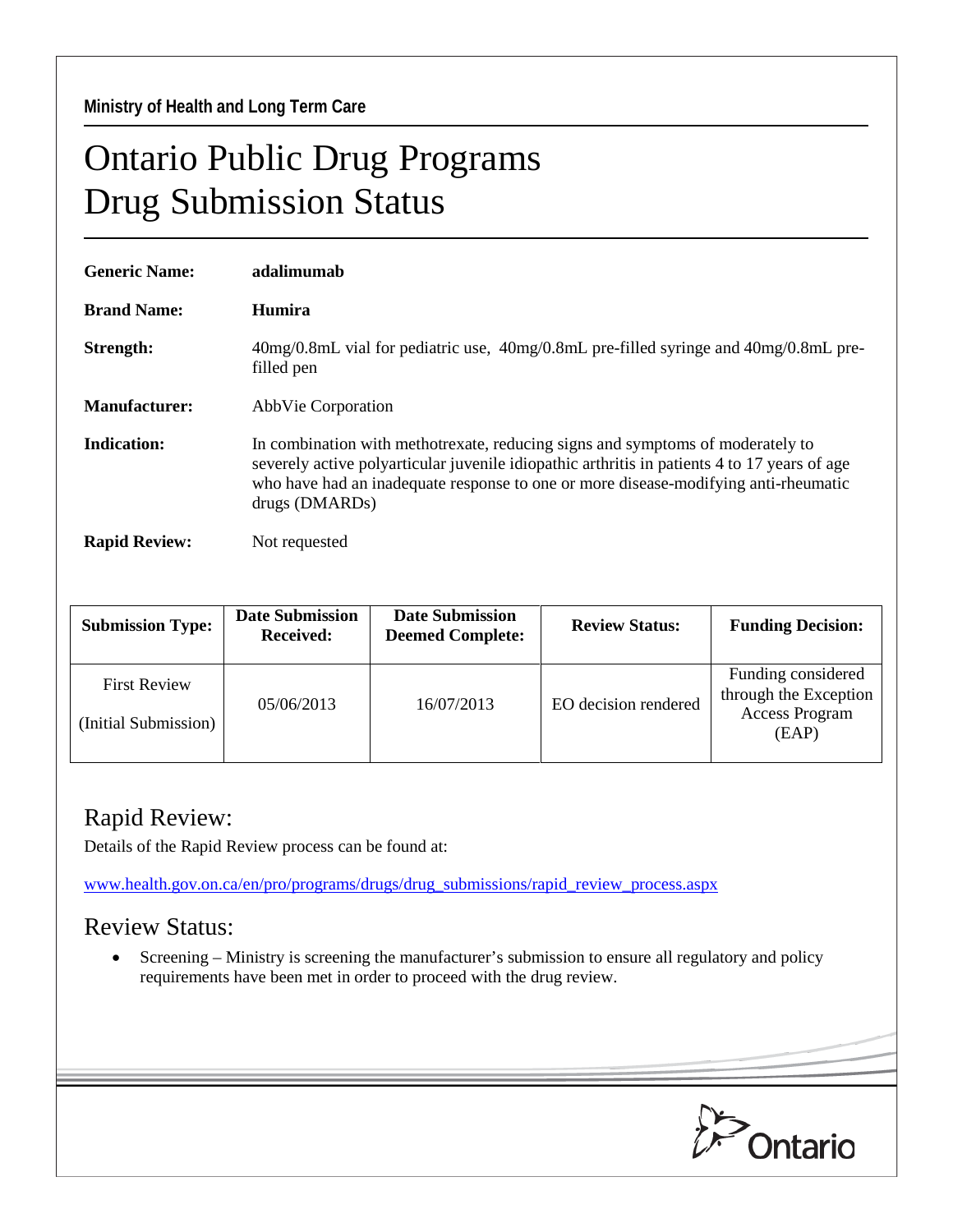Ministry of Health and Long Term Care

# Ontario Public Drug Programs
# Drug Submission Status

**Generic Name:** **adalimumab**

**Brand Name:** **Humira**

**Strength:** 40mg/0.8mL vial for pediatric use, 40mg/0.8mL pre-filled syringe and 40mg/0.8mL pre-filled pen

**Manufacturer:** AbbVie Corporation

**Indication:** In combination with methotrexate, reducing signs and symptoms of moderately to severely active polyarticular juvenile idiopathic arthritis in patients 4 to 17 years of age who have had an inadequate response to one or more disease-modifying anti-rheumatic drugs (DMARDs)

**Rapid Review:** Not requested

| Submission Type: | Date Submission Received: | Date Submission Deemed Complete: | Review Status: | Funding Decision: |
|---|---|---|---|---|
| First Review (Initial Submission) | 05/06/2013 | 16/07/2013 | EO decision rendered | Funding considered through the Exception Access Program (EAP) |

## Rapid Review:

Details of the Rapid Review process can be found at:

www.health.gov.on.ca/en/pro/programs/drugs/drug_submissions/rapid_review_process.aspx

## Review Status:

- Screening – Ministry is screening the manufacturer's submission to ensure all regulatory and policy requirements have been met in order to proceed with the drug review.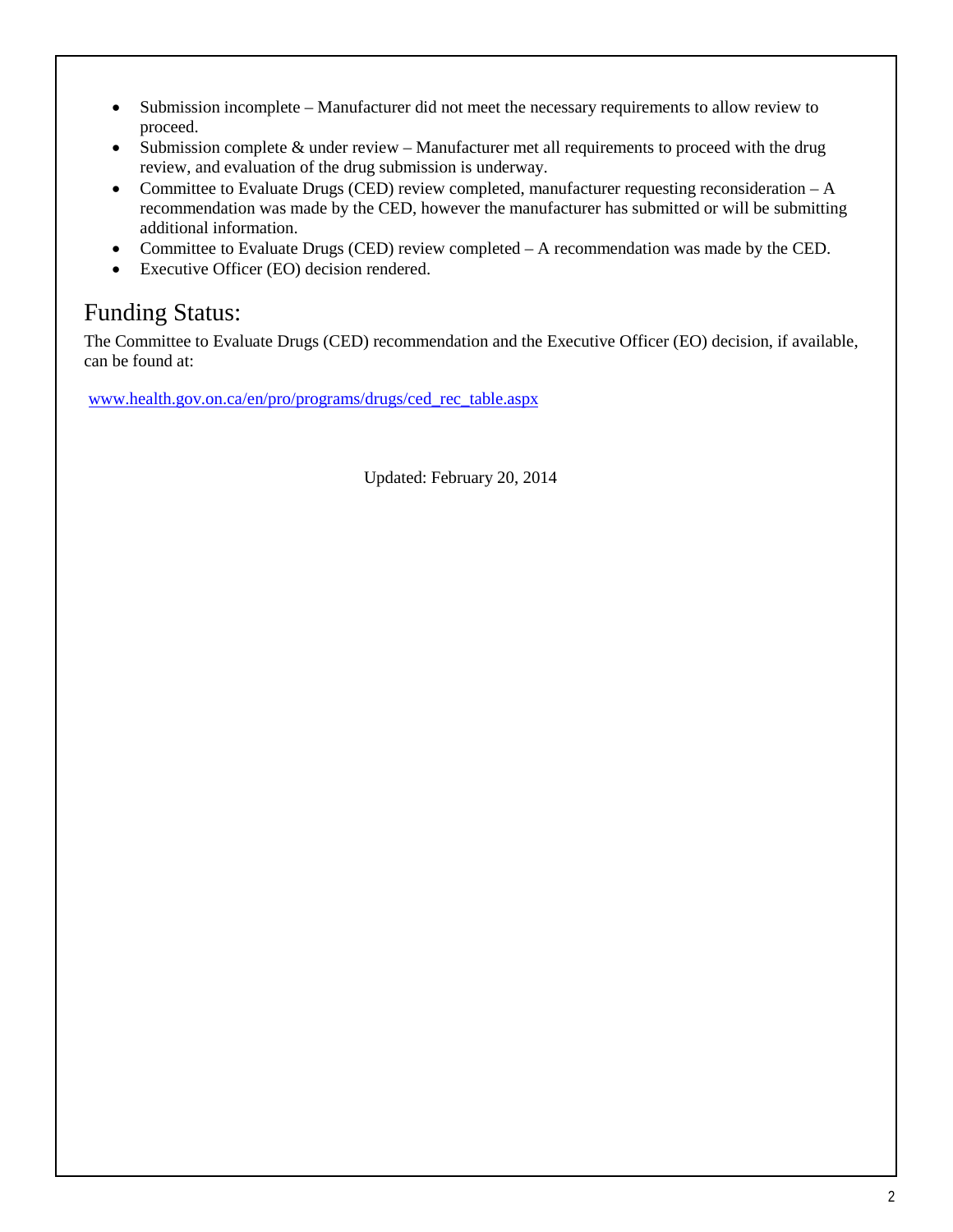- Submission incomplete – Manufacturer did not meet the necessary requirements to allow review to proceed.
- Submission complete & under review – Manufacturer met all requirements to proceed with the drug review, and evaluation of the drug submission is underway.
- Committee to Evaluate Drugs (CED) review completed, manufacturer requesting reconsideration – A recommendation was made by the CED, however the manufacturer has submitted or will be submitting additional information.
- Committee to Evaluate Drugs (CED) review completed – A recommendation was made by the CED.
- Executive Officer (EO) decision rendered.

## Funding Status:

The Committee to Evaluate Drugs (CED) recommendation and the Executive Officer (EO) decision, if available, can be found at:

[www.health.gov.on.ca/en/pro/programs/drugs/ced_rec_table.aspx](http://www.health.gov.on.ca/en/pro/programs/drugs/ced_rec_table.aspx)

Updated: February 20, 2014